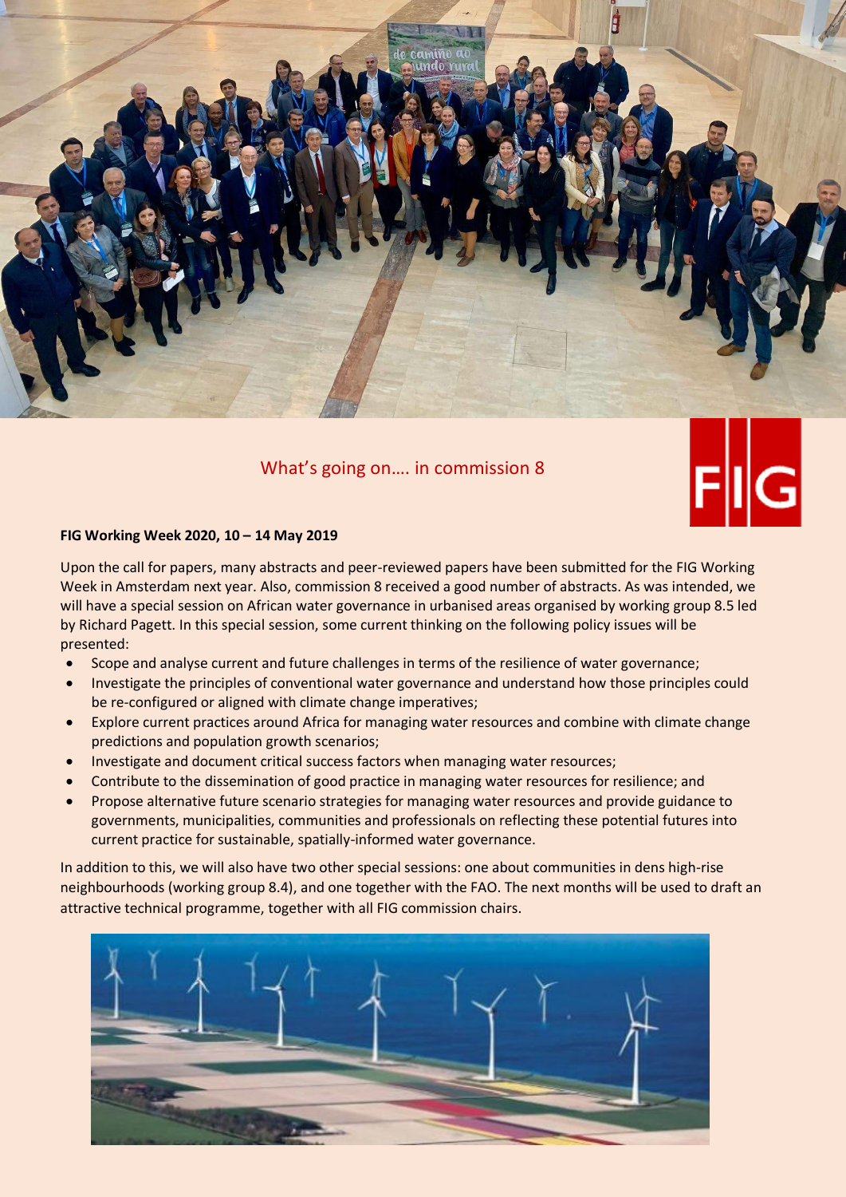## What's going on…. in commission 8

**FIG Working Week 2020, 10 – 14 May 2019**

Upon the call for papers, many abstracts and peer-reviewed papers have been submitted for the FIG Working Week in Amsterdam next year. Also, commission 8 received a good number of abstracts. As was intended, we will have a special session on African water governance in urbanised areas organised by working group 8.5 led by Richard Pagett. In this special session, some current thinking on the following policy issues will be presented:

- Scope and analyse current and future challenges in terms of the resilience of water governance;
- Investigate the principles of conventional water governance and understand how those principles could be re-configured or aligned with climate change imperatives;
- Explore current practices around Africa for managing water resources and combine with climate change predictions and population growth scenarios;
- Investigate and document critical success factors when managing water resources;
- Contribute to the dissemination of good practice in managing water resources for resilience; and
- Propose alternative future scenario strategies for managing water resources and provide guidance to governments, municipalities, communities and professionals on reflecting these potential futures into current practice for sustainable, spatially-informed water governance.

In addition to this, we will also have two other special sessions: one about communities in dens high-rise neighbourhoods (working group 8.4), and one together with the FAO. The next months will be used to draft an attractive technical programme, together with all FIG commission chairs.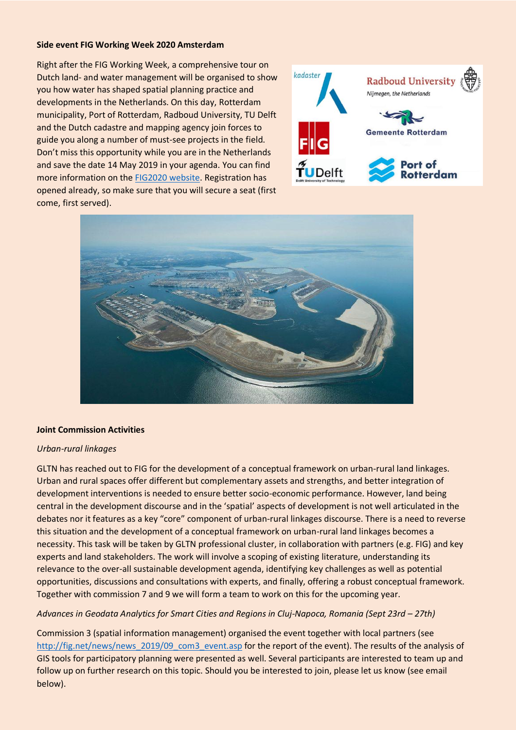**Side event FIG Working Week 2020 Amsterdam**

Right after the FIG Working Week, a comprehensive tour on Dutch land- and water management will be organised to show you how water has shaped spatial planning practice and developments in the Netherlands. On this day, Rotterdam municipality, Port of Rotterdam, Radboud University, TU Delft and the Dutch cadastre and mapping agency join forces to guide you along a number of must-see projects in the field. Don't miss this opportunity while you are in the Netherlands and save the date 14 May 2019 in your agenda. You can find more information on the FIG2020 website. Registration has opened already, so make sure that you will secure a seat (first come, first served).

**Joint Commission Activities**

*Urban-rural linkages*

GLTN has reached out to FIG for the development of a conceptual framework on urban-rural land linkages. Urban and rural spaces offer different but complementary assets and strengths, and better integration of development interventions is needed to ensure better socio-economic performance. However, land being central in the development discourse and in the 'spatial' aspects of development is not well articulated in the debates nor it features as a key "core" component of urban-rural linkages discourse. There is a need to reverse this situation and the development of a conceptual framework on urban-rural land linkages becomes a necessity. This task will be taken by GLTN professional cluster, in collaboration with partners (e.g. FIG) and key experts and land stakeholders. The work will involve a scoping of existing literature, understanding its relevance to the over-all sustainable development agenda, identifying key challenges as well as potential opportunities, discussions and consultations with experts, and finally, offering a robust conceptual framework. Together with commission 7 and 9 we will form a team to work on this for the upcoming year.

*Advances in Geodata Analytics for Smart Cities and Regions in Cluj-Napoca, Romania (Sept 23rd – 27th)*

Commission 3 (spatial information management) organised the event together with local partners (see http://fig.net/news/news_2019/09_com3_event.asp for the report of the event). The results of the analysis of GIS tools for participatory planning were presented as well. Several participants are interested to team up and follow up on further research on this topic. Should you be interested to join, please let us know (see email below).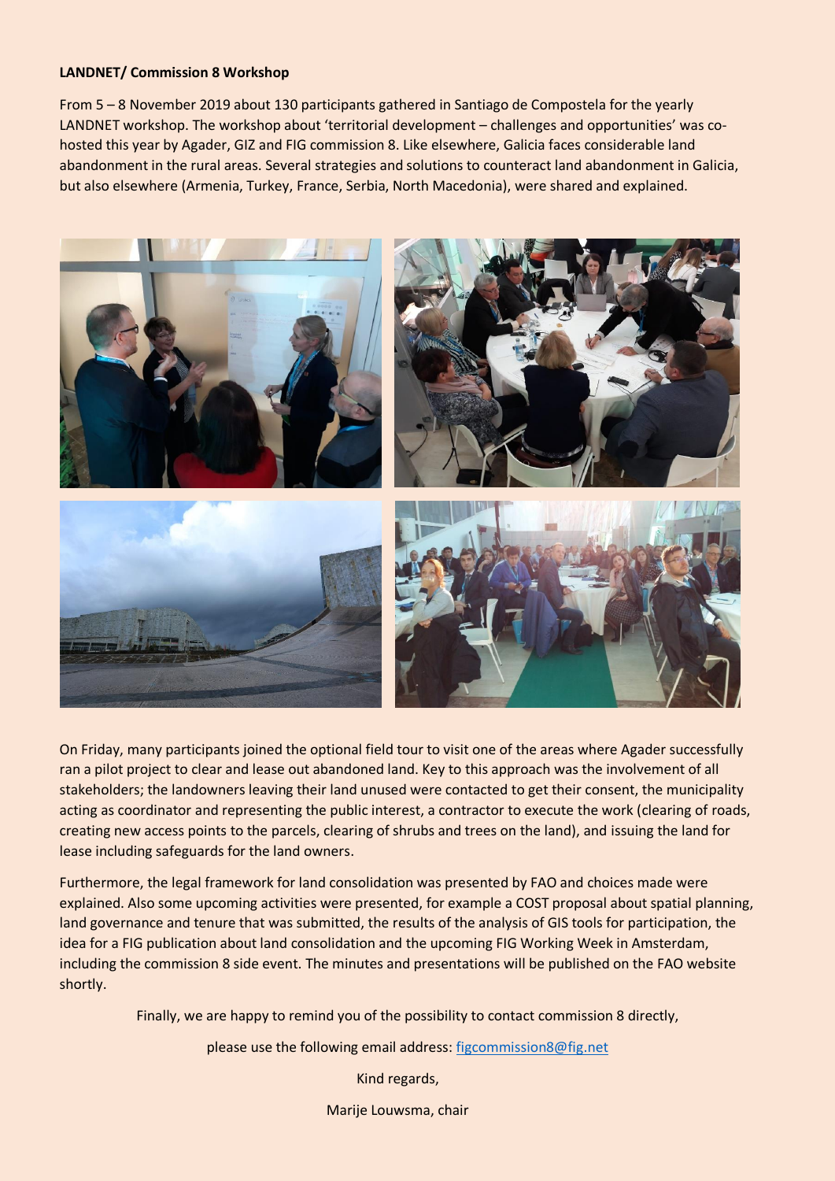**LANDNET/ Commission 8 Workshop**

From 5 – 8 November 2019 about 130 participants gathered in Santiago de Compostela for the yearly LANDNET workshop. The workshop about 'territorial development – challenges and opportunities' was co-hosted this year by Agader, GIZ and FIG commission 8. Like elsewhere, Galicia faces considerable land abandonment in the rural areas. Several strategies and solutions to counteract land abandonment in Galicia, but also elsewhere (Armenia, Turkey, France, Serbia, North Macedonia), were shared and explained.

On Friday, many participants joined the optional field tour to visit one of the areas where Agader successfully ran a pilot project to clear and lease out abandoned land. Key to this approach was the involvement of all stakeholders; the landowners leaving their land unused were contacted to get their consent, the municipality acting as coordinator and representing the public interest, a contractor to execute the work (clearing of roads, creating new access points to the parcels, clearing of shrubs and trees on the land), and issuing the land for lease including safeguards for the land owners.

Furthermore, the legal framework for land consolidation was presented by FAO and choices made were explained. Also some upcoming activities were presented, for example a COST proposal about spatial planning, land governance and tenure that was submitted, the results of the analysis of GIS tools for participation, the idea for a FIG publication about land consolidation and the upcoming FIG Working Week in Amsterdam, including the commission 8 side event. The minutes and presentations will be published on the FAO website shortly.

Finally, we are happy to remind you of the possibility to contact commission 8 directly,

please use the following email address: figcommission8@fig.net

Kind regards,

Marije Louwsma, chair